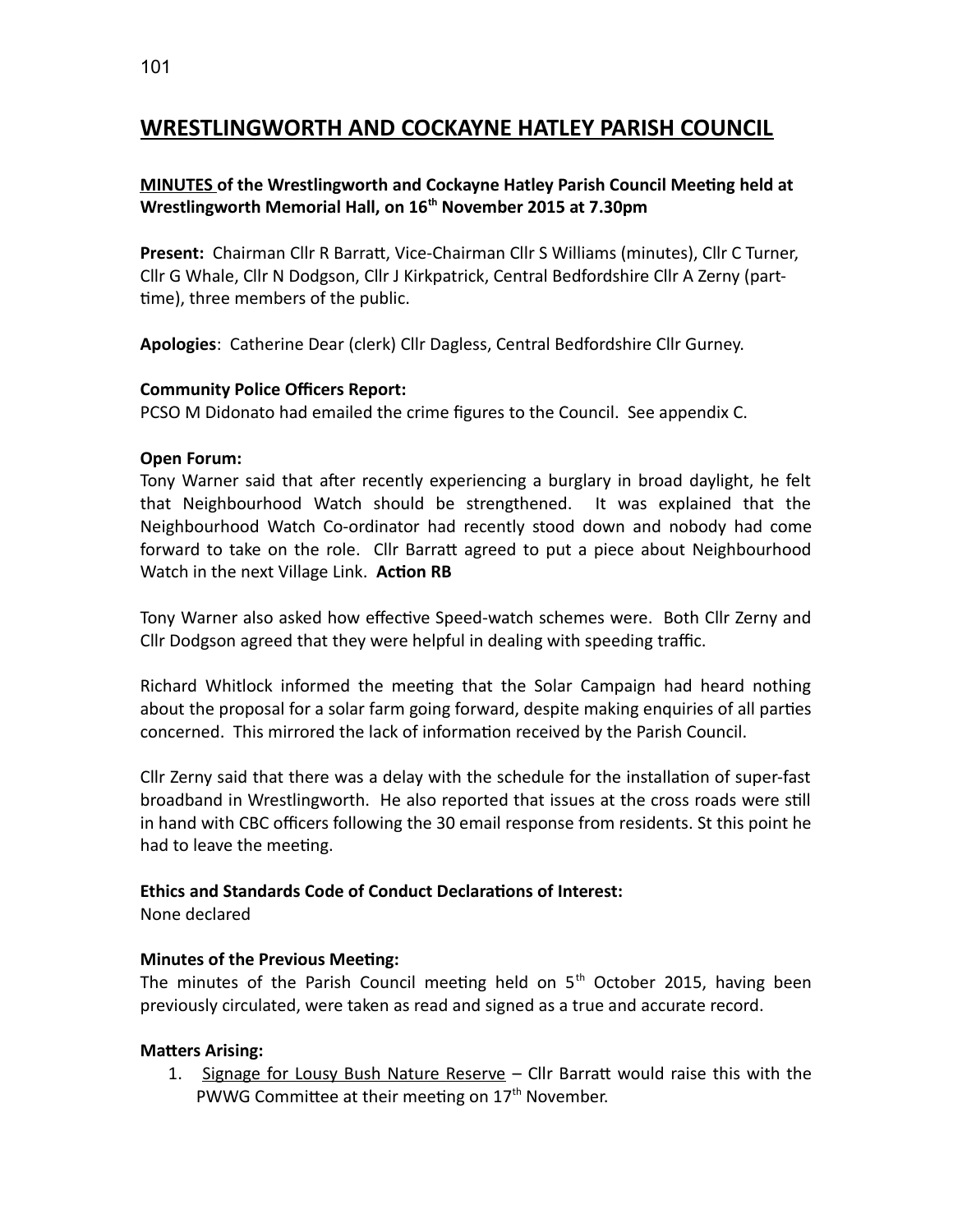# WRESTLINGWORTH AND COCKAYNE HATLEY PARISH COUNCIL

**MINUTES of the Wrestlingworth and Cockayne Hatley Parish Council Meeting held at Wrestlingworth Memorial Hall, on 16th November 2015 at 7.30pm**

**Present:** Chairman Cllr R Barratt, Vice-Chairman Cllr S Williams (minutes), Cllr C Turner, Cllr G Whale, Cllr N Dodgson, Cllr J Kirkpatrick, Central Bedfordshire Cllr A Zerny (part-time), three members of the public.

**Apologies**: Catherine Dear (clerk) Cllr Dagless, Central Bedfordshire Cllr Gurney.

**Community Police Officers Report:**

PCSO M Didonato had emailed the crime figures to the Council. See appendix C.

**Open Forum:**

Tony Warner said that after recently experiencing a burglary in broad daylight, he felt that Neighbourhood Watch should be strengthened. It was explained that the Neighbourhood Watch Co-ordinator had recently stood down and nobody had come forward to take on the role. Cllr Barratt agreed to put a piece about Neighbourhood Watch in the next Village Link. **Action RB**

Tony Warner also asked how effective Speed-watch schemes were. Both Cllr Zerny and Cllr Dodgson agreed that they were helpful in dealing with speeding traffic.

Richard Whitlock informed the meeting that the Solar Campaign had heard nothing about the proposal for a solar farm going forward, despite making enquiries of all parties concerned. This mirrored the lack of information received by the Parish Council.

Cllr Zerny said that there was a delay with the schedule for the installation of super-fast broadband in Wrestlingworth. He also reported that issues at the cross roads were still in hand with CBC officers following the 30 email response from residents. St this point he had to leave the meeting.

**Ethics and Standards Code of Conduct Declarations of Interest:**

None declared

**Minutes of the Previous Meeting:**

The minutes of the Parish Council meeting held on 5th October 2015, having been previously circulated, were taken as read and signed as a true and accurate record.

**Matters Arising:**

1. Signage for Lousy Bush Nature Reserve – Cllr Barratt would raise this with the PWWG Committee at their meeting on 17th November.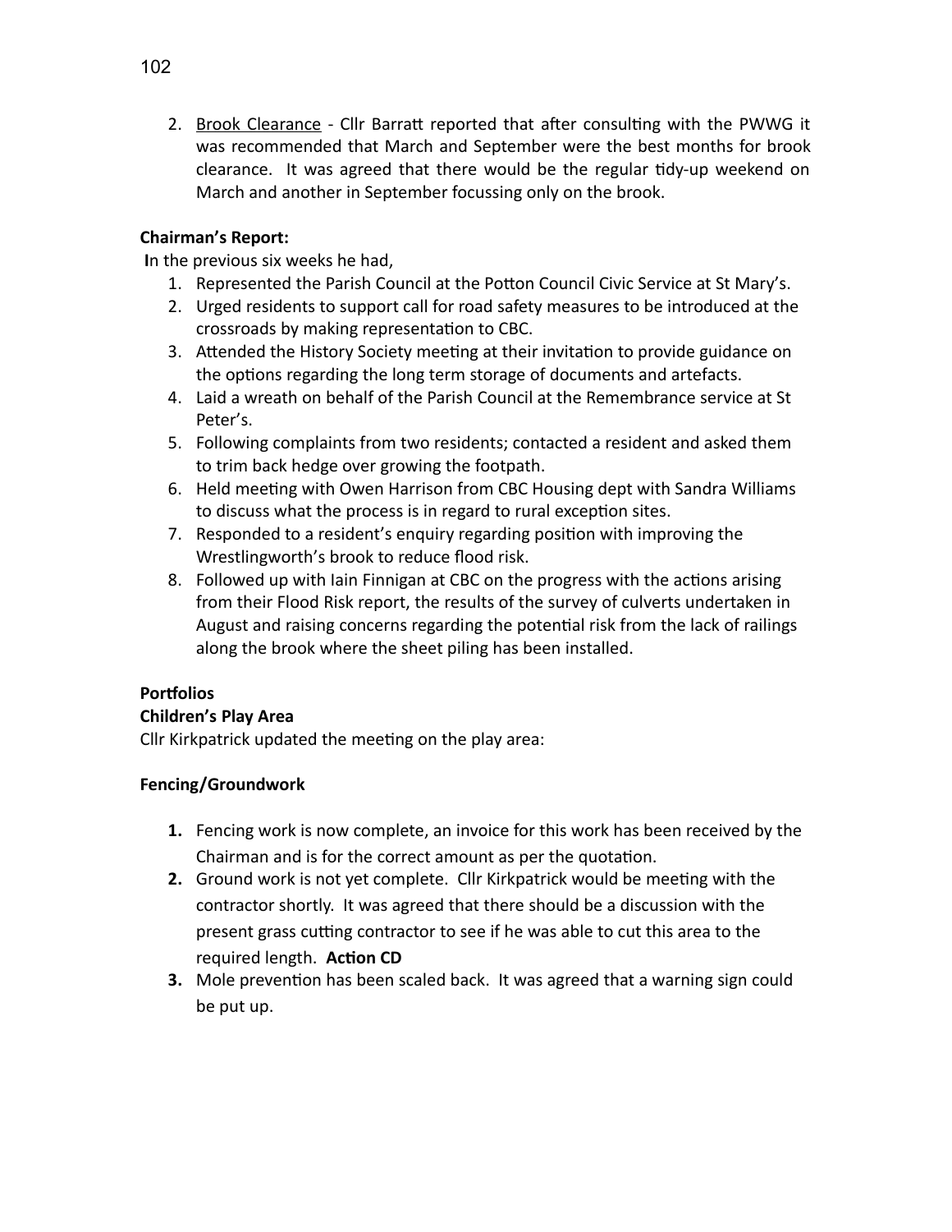2. Brook Clearance - Cllr Barratt reported that after consulting with the PWWG it was recommended that March and September were the best months for brook clearance. It was agreed that there would be the regular tidy-up weekend on March and another in September focussing only on the brook.

**Chairman's Report:**

**I**n the previous six weeks he had,

1. Represented the Parish Council at the Potton Council Civic Service at St Mary's.
2. Urged residents to support call for road safety measures to be introduced at the crossroads by making representation to CBC.
3. Attended the History Society meeting at their invitation to provide guidance on the options regarding the long term storage of documents and artefacts.
4. Laid a wreath on behalf of the Parish Council at the Remembrance service at St Peter's.
5. Following complaints from two residents; contacted a resident and asked them to trim back hedge over growing the footpath.
6. Held meeting with Owen Harrison from CBC Housing dept with Sandra Williams to discuss what the process is in regard to rural exception sites.
7. Responded to a resident's enquiry regarding position with improving the Wrestlingworth's brook to reduce flood risk.
8. Followed up with Iain Finnigan at CBC on the progress with the actions arising from their Flood Risk report, the results of the survey of culverts undertaken in August and raising concerns regarding the potential risk from the lack of railings along the brook where the sheet piling has been installed.

**Portfolios**

**Children's Play Area**

Cllr Kirkpatrick updated the meeting on the play area:

**Fencing/Groundwork**

1. Fencing work is now complete, an invoice for this work has been received by the Chairman and is for the correct amount as per the quotation.
2. Ground work is not yet complete. Cllr Kirkpatrick would be meeting with the contractor shortly. It was agreed that there should be a discussion with the present grass cutting contractor to see if he was able to cut this area to the required length. **Action CD**
3. Mole prevention has been scaled back. It was agreed that a warning sign could be put up.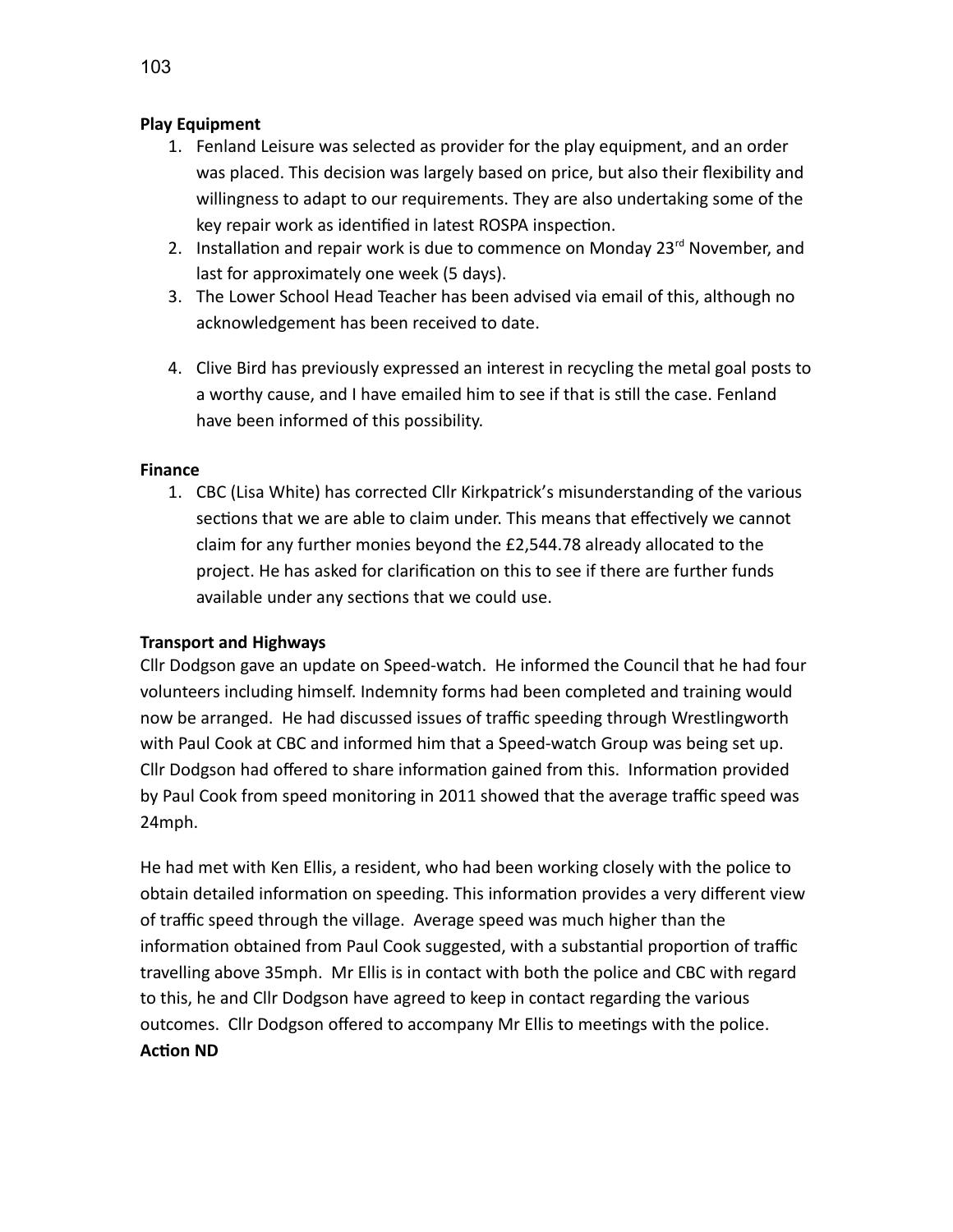**Play Equipment**

1. Fenland Leisure was selected as provider for the play equipment, and an order was placed. This decision was largely based on price, but also their flexibility and willingness to adapt to our requirements. They are also undertaking some of the key repair work as identified in latest ROSPA inspection.
2. Installation and repair work is due to commence on Monday 23rd November, and last for approximately one week (5 days).
3. The Lower School Head Teacher has been advised via email of this, although no acknowledgement has been received to date.
4. Clive Bird has previously expressed an interest in recycling the metal goal posts to a worthy cause, and I have emailed him to see if that is still the case. Fenland have been informed of this possibility.

**Finance**

1. CBC (Lisa White) has corrected Cllr Kirkpatrick's misunderstanding of the various sections that we are able to claim under. This means that effectively we cannot claim for any further monies beyond the £2,544.78 already allocated to the project. He has asked for clarification on this to see if there are further funds available under any sections that we could use.

**Transport and Highways**

Cllr Dodgson gave an update on Speed-watch. He informed the Council that he had four volunteers including himself. Indemnity forms had been completed and training would now be arranged. He had discussed issues of traffic speeding through Wrestlingworth with Paul Cook at CBC and informed him that a Speed-watch Group was being set up. Cllr Dodgson had offered to share information gained from this. Information provided by Paul Cook from speed monitoring in 2011 showed that the average traffic speed was 24mph.

He had met with Ken Ellis, a resident, who had been working closely with the police to obtain detailed information on speeding. This information provides a very different view of traffic speed through the village. Average speed was much higher than the information obtained from Paul Cook suggested, with a substantial proportion of traffic travelling above 35mph. Mr Ellis is in contact with both the police and CBC with regard to this, he and Cllr Dodgson have agreed to keep in contact regarding the various outcomes. Cllr Dodgson offered to accompany Mr Ellis to meetings with the police.

**Action ND**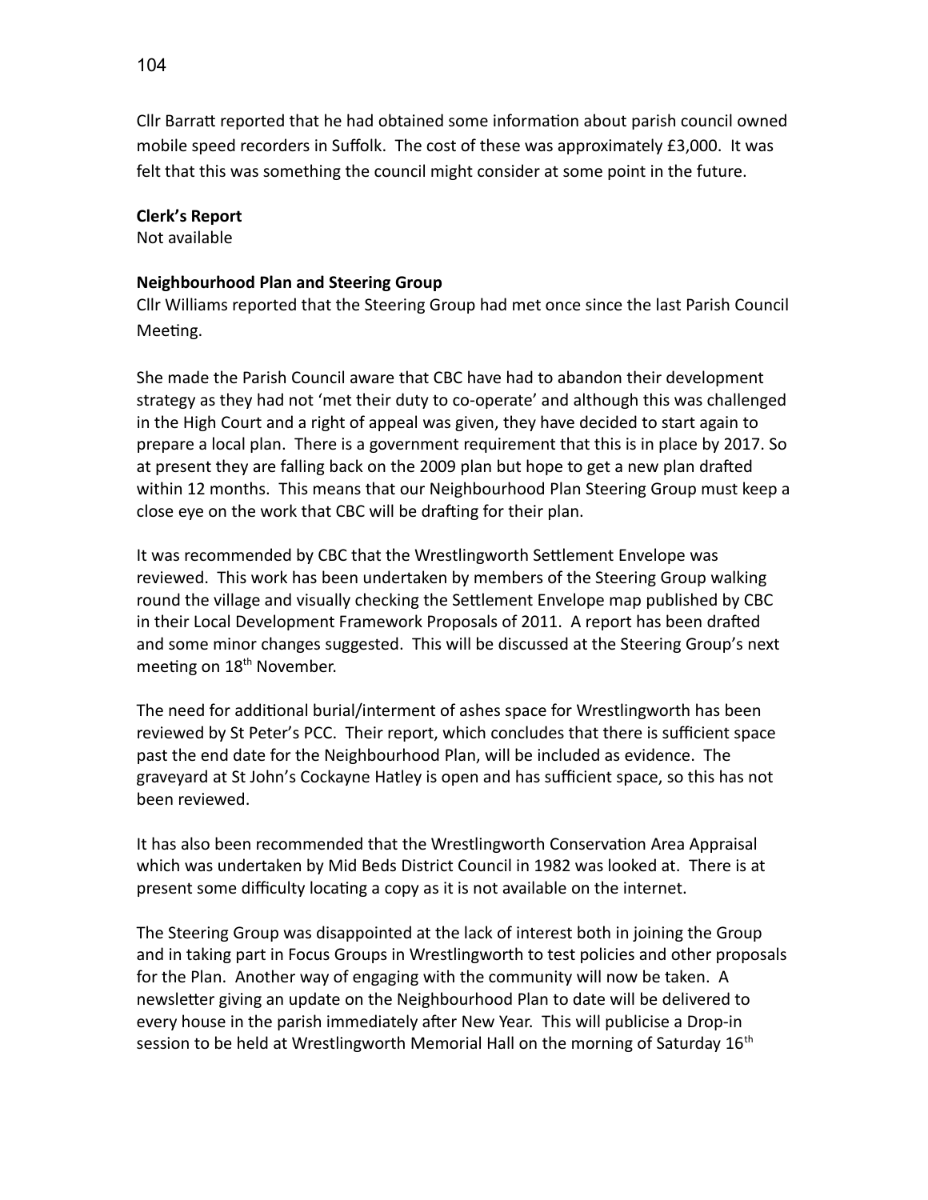Cllr Barratt reported that he had obtained some information about parish council owned mobile speed recorders in Suffolk. The cost of these was approximately £3,000. It was felt that this was something the council might consider at some point in the future.

**Clerk's Report**
Not available

**Neighbourhood Plan and Steering Group**
Cllr Williams reported that the Steering Group had met once since the last Parish Council Meeting.

She made the Parish Council aware that CBC have had to abandon their development strategy as they had not 'met their duty to co-operate' and although this was challenged in the High Court and a right of appeal was given, they have decided to start again to prepare a local plan. There is a government requirement that this is in place by 2017. So at present they are falling back on the 2009 plan but hope to get a new plan drafted within 12 months. This means that our Neighbourhood Plan Steering Group must keep a close eye on the work that CBC will be drafting for their plan.

It was recommended by CBC that the Wrestlingworth Settlement Envelope was reviewed. This work has been undertaken by members of the Steering Group walking round the village and visually checking the Settlement Envelope map published by CBC in their Local Development Framework Proposals of 2011. A report has been drafted and some minor changes suggested. This will be discussed at the Steering Group's next meeting on 18th November.

The need for additional burial/interment of ashes space for Wrestlingworth has been reviewed by St Peter's PCC. Their report, which concludes that there is sufficient space past the end date for the Neighbourhood Plan, will be included as evidence. The graveyard at St John's Cockayne Hatley is open and has sufficient space, so this has not been reviewed.

It has also been recommended that the Wrestlingworth Conservation Area Appraisal which was undertaken by Mid Beds District Council in 1982 was looked at. There is at present some difficulty locating a copy as it is not available on the internet.

The Steering Group was disappointed at the lack of interest both in joining the Group and in taking part in Focus Groups in Wrestlingworth to test policies and other proposals for the Plan. Another way of engaging with the community will now be taken. A newsletter giving an update on the Neighbourhood Plan to date will be delivered to every house in the parish immediately after New Year. This will publicise a Drop-in session to be held at Wrestlingworth Memorial Hall on the morning of Saturday 16th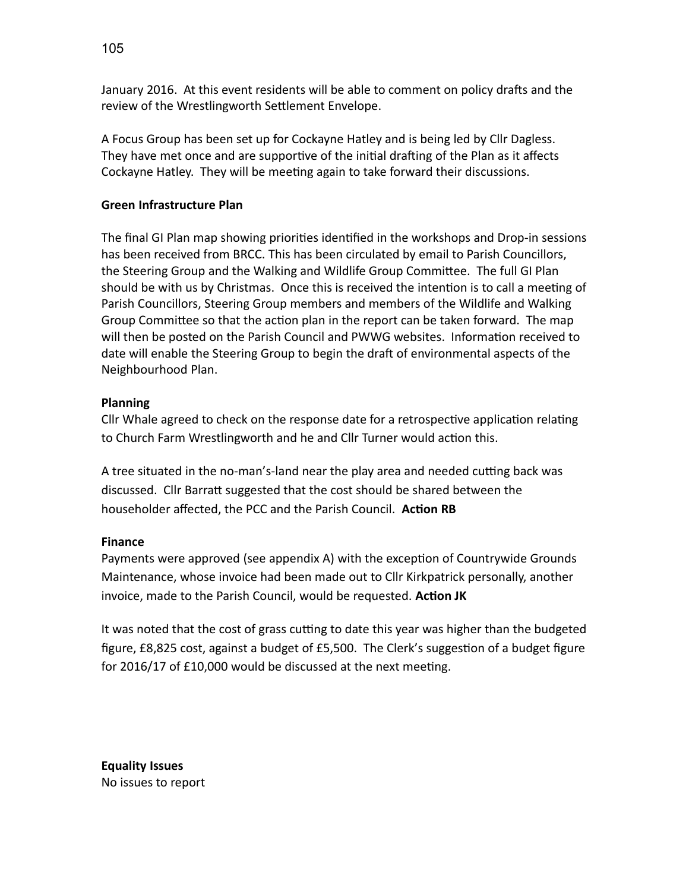January 2016. At this event residents will be able to comment on policy drafts and the review of the Wrestlingworth Settlement Envelope.

A Focus Group has been set up for Cockayne Hatley and is being led by Cllr Dagless. They have met once and are supportive of the initial drafting of the Plan as it affects Cockayne Hatley. They will be meeting again to take forward their discussions.

**Green Infrastructure Plan**

The final GI Plan map showing priorities identified in the workshops and Drop-in sessions has been received from BRCC. This has been circulated by email to Parish Councillors, the Steering Group and the Walking and Wildlife Group Committee. The full GI Plan should be with us by Christmas. Once this is received the intention is to call a meeting of Parish Councillors, Steering Group members and members of the Wildlife and Walking Group Committee so that the action plan in the report can be taken forward. The map will then be posted on the Parish Council and PWWG websites. Information received to date will enable the Steering Group to begin the draft of environmental aspects of the Neighbourhood Plan.

**Planning**
Cllr Whale agreed to check on the response date for a retrospective application relating to Church Farm Wrestlingworth and he and Cllr Turner would action this.

A tree situated in the no-man's-land near the play area and needed cutting back was discussed. Cllr Barratt suggested that the cost should be shared between the householder affected, the PCC and the Parish Council. **Action RB**

**Finance**
Payments were approved (see appendix A) with the exception of Countrywide Grounds Maintenance, whose invoice had been made out to Cllr Kirkpatrick personally, another invoice, made to the Parish Council, would be requested. **Action JK**

It was noted that the cost of grass cutting to date this year was higher than the budgeted figure, £8,825 cost, against a budget of £5,500. The Clerk's suggestion of a budget figure for 2016/17 of £10,000 would be discussed at the next meeting.

**Equality Issues**
No issues to report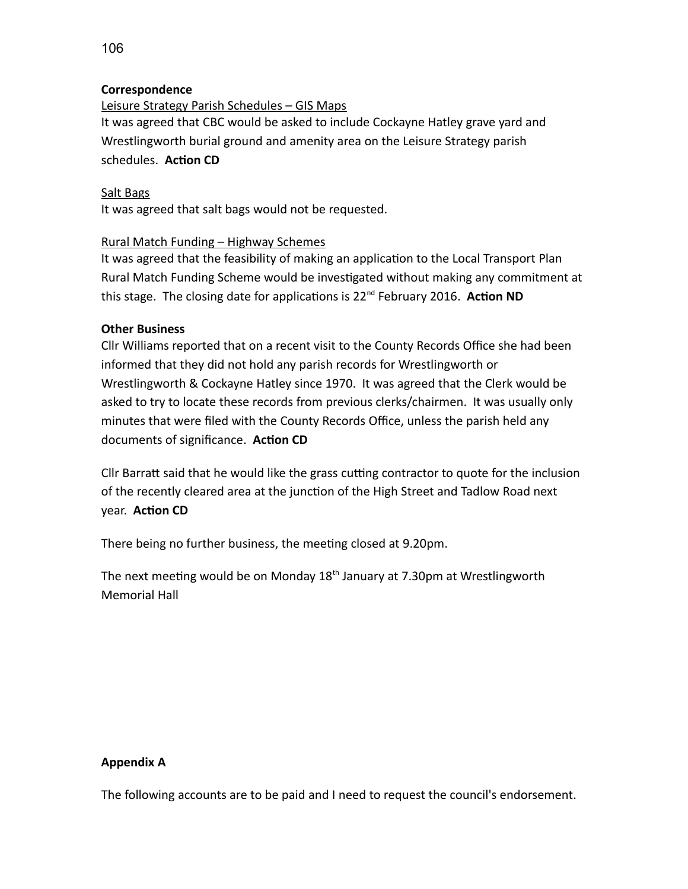**Correspondence**

Leisure Strategy Parish Schedules – GIS Maps

It was agreed that CBC would be asked to include Cockayne Hatley grave yard and Wrestlingworth burial ground and amenity area on the Leisure Strategy parish schedules. **Action CD**

Salt Bags

It was agreed that salt bags would not be requested.

Rural Match Funding – Highway Schemes

It was agreed that the feasibility of making an application to the Local Transport Plan Rural Match Funding Scheme would be investigated without making any commitment at this stage. The closing date for applications is 22nd February 2016. **Action ND**

**Other Business**

Cllr Williams reported that on a recent visit to the County Records Office she had been informed that they did not hold any parish records for Wrestlingworth or Wrestlingworth & Cockayne Hatley since 1970. It was agreed that the Clerk would be asked to try to locate these records from previous clerks/chairmen. It was usually only minutes that were filed with the County Records Office, unless the parish held any documents of significance. **Action CD**

Cllr Barratt said that he would like the grass cutting contractor to quote for the inclusion of the recently cleared area at the junction of the High Street and Tadlow Road next year. **Action CD**

There being no further business, the meeting closed at 9.20pm.

The next meeting would be on Monday 18th January at 7.30pm at Wrestlingworth Memorial Hall

**Appendix A**

The following accounts are to be paid and I need to request the council's endorsement.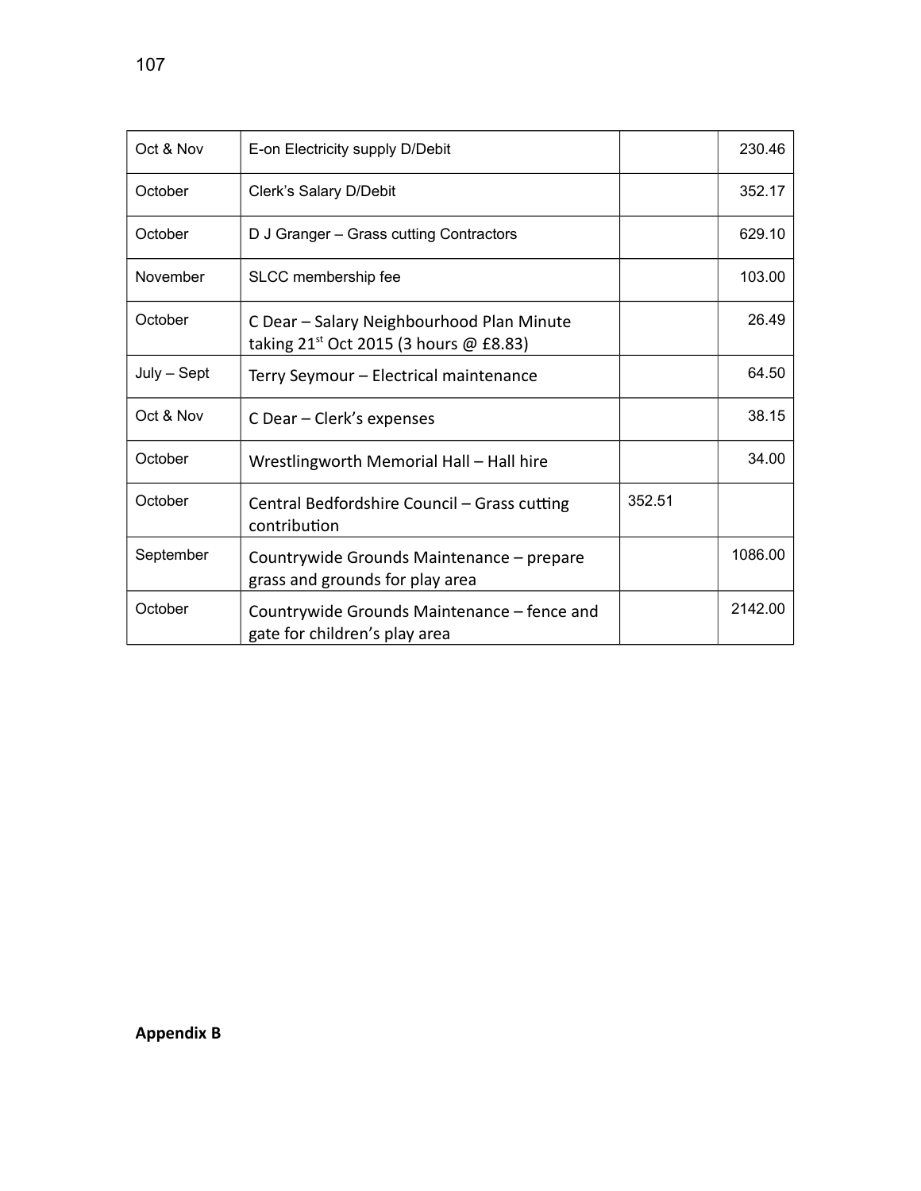| | | | |
|---|---|---|---|
| Oct & Nov | E-on Electricity supply D/Debit | | 230.46 |
| October | Clerk's Salary D/Debit | | 352.17 |
| October | D J Granger – Grass cutting Contractors | | 629.10 |
| November | SLCC membership fee | | 103.00 |
| October | C Dear – Salary Neighbourhood Plan Minute taking 21st Oct 2015 (3 hours @ £8.83) | | 26.49 |
| July – Sept | Terry Seymour – Electrical maintenance | | 64.50 |
| Oct & Nov | C Dear – Clerk's expenses | | 38.15 |
| October | Wrestlingworth Memorial Hall – Hall hire | | 34.00 |
| October | Central Bedfordshire Council – Grass cutting contribution | 352.51 | |
| September | Countrywide Grounds Maintenance – prepare grass and grounds for play area | | 1086.00 |
| October | Countrywide Grounds Maintenance – fence and gate for children's play area | | 2142.00 |

**Appendix B**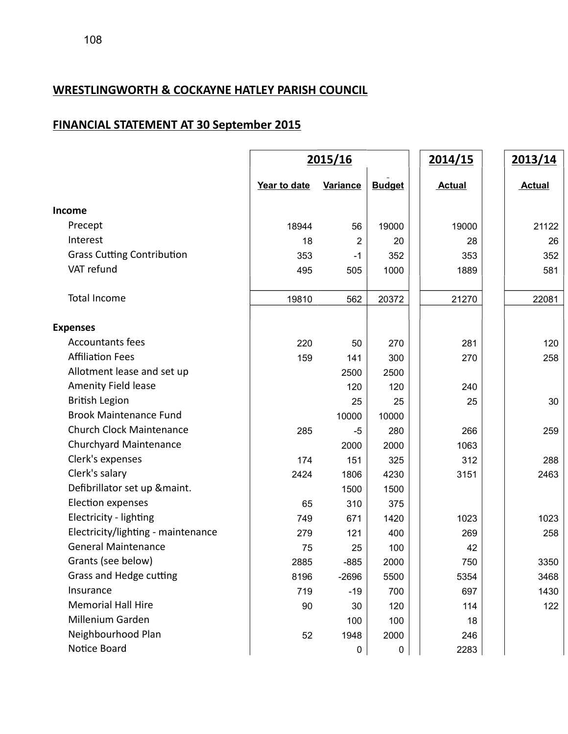## WRESTLINGWORTH & COCKAYNE HATLEY PARISH COUNCIL

## FINANCIAL STATEMENT AT 30 September 2015

| | 2015/16 | | | 2014/15 | 2013/14 |
|---|---|---|---|---|---|
| | Year to date | Variance | Budget | Actual | Actual |
| **Income** | | | | | |
| Precept | 18944 | 56 | 19000 | 19000 | 21122 |
| Interest | 18 | 2 | 20 | 28 | 26 |
| Grass Cutting Contribution | 353 | -1 | 352 | 353 | 352 |
| VAT refund | 495 | 505 | 1000 | 1889 | 581 |
| Total Income | 19810 | 562 | 20372 | 21270 | 22081 |
| **Expenses** | | | | | |
| Accountants fees | 220 | 50 | 270 | 281 | 120 |
| Affiliation Fees | 159 | 141 | 300 | 270 | 258 |
| Allotment lease and set up | | 2500 | 2500 | | |
| Amenity Field lease | | 120 | 120 | 240 | |
| British Legion | | 25 | 25 | 25 | 30 |
| Brook Maintenance Fund | | 10000 | 10000 | | |
| Church Clock Maintenance | 285 | -5 | 280 | 266 | 259 |
| Churchyard Maintenance | | 2000 | 2000 | 1063 | |
| Clerk's expenses | 174 | 151 | 325 | 312 | 288 |
| Clerk's salary | 2424 | 1806 | 4230 | 3151 | 2463 |
| Defibrillator set up &maint. | | 1500 | 1500 | | |
| Election expenses | 65 | 310 | 375 | | |
| Electricity - lighting | 749 | 671 | 1420 | 1023 | 1023 |
| Electricity/lighting - maintenance | 279 | 121 | 400 | 269 | 258 |
| General Maintenance | 75 | 25 | 100 | 42 | |
| Grants (see below) | 2885 | -885 | 2000 | 750 | 3350 |
| Grass and Hedge cutting | 8196 | -2696 | 5500 | 5354 | 3468 |
| Insurance | 719 | -19 | 700 | 697 | 1430 |
| Memorial Hall Hire | 90 | 30 | 120 | 114 | 122 |
| Millenium Garden | | 100 | 100 | 18 | |
| Neighbourhood Plan | 52 | 1948 | 2000 | 246 | |
| Notice Board | | 0 | 0 | 2283 | |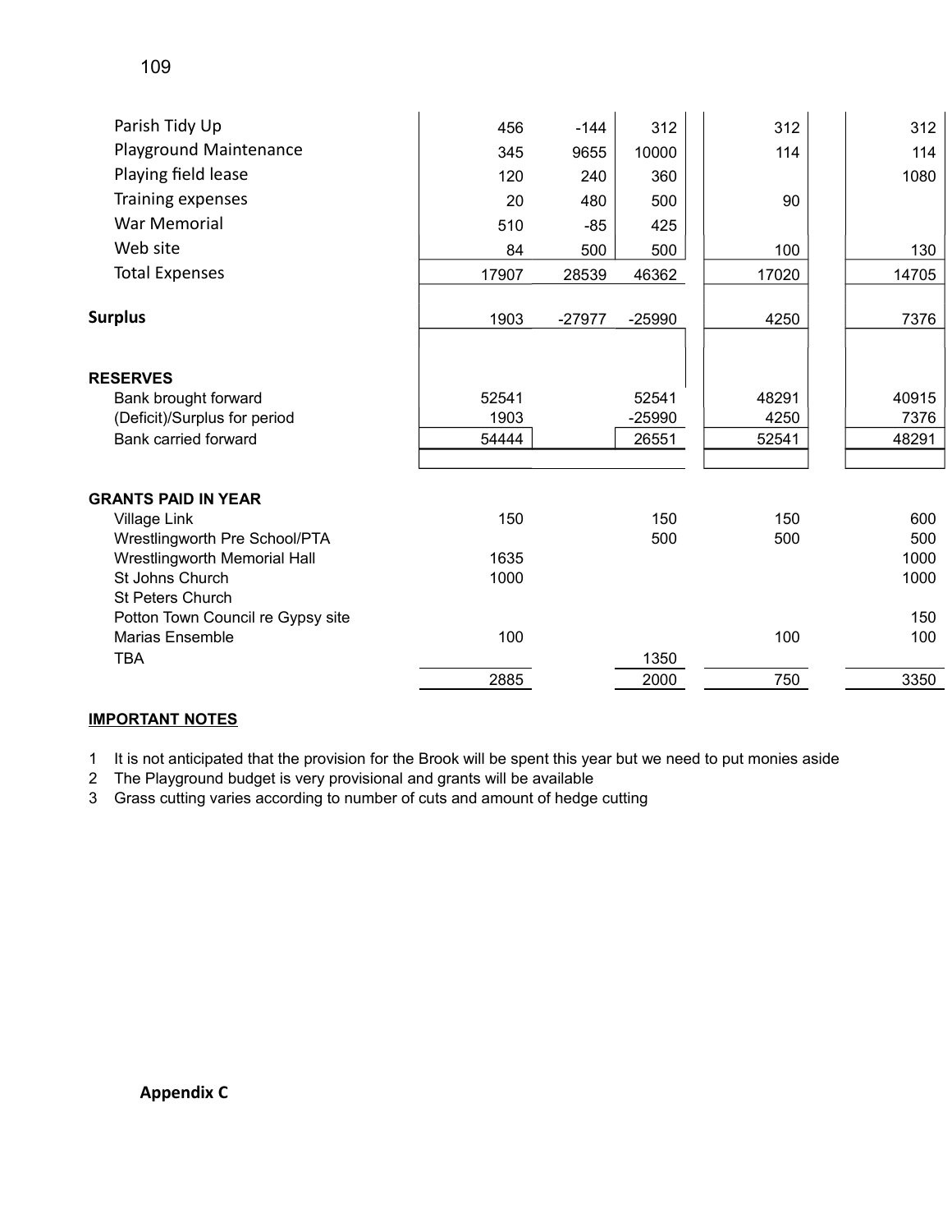| | | | | | |
|---|---|---|---|---|---|
| Parish Tidy Up | 456 | -144 | 312 | 312 | 312 |
| Playground Maintenance | 345 | 9655 | 10000 | 114 | 114 |
| Playing field lease | 120 | 240 | 360 | | 1080 |
| Training expenses | 20 | 480 | 500 | 90 | |
| War Memorial | 510 | -85 | 425 | | |
| Web site | 84 | 500 | 500 | 100 | 130 |
| Total Expenses | 17907 | 28539 | 46362 | 17020 | 14705 |
| **Surplus** | 1903 | -27977 | -25990 | 4250 | 7376 |
| **RESERVES** | | | | | |
| Bank brought forward | 52541 | | 52541 | 48291 | 40915 |
| (Deficit)/Surplus for period | 1903 | | -25990 | 4250 | 7376 |
| Bank carried forward | 54444 | | 26551 | 52541 | 48291 |
| **GRANTS PAID IN YEAR** | | | | | |
| Village Link | 150 | | 150 | 150 | 600 |
| Wrestlingworth Pre School/PTA | | | 500 | 500 | 500 |
| Wrestlingworth Memorial Hall | 1635 | | | | 1000 |
| St Johns Church | 1000 | | | | 1000 |
| St Peters Church | | | | | |
| Potton Town Council re Gypsy site | | | | | 150 |
| Marias Ensemble | 100 | | | 100 | 100 |
| TBA | | | 1350 | | |
| | 2885 | | 2000 | 750 | 3350 |

**IMPORTANT NOTES**

1 It is not anticipated that the provision for the Brook will be spent this year but we need to put monies aside
2 The Playground budget is very provisional and grants will be available
3 Grass cutting varies according to number of cuts and amount of hedge cutting

**Appendix C**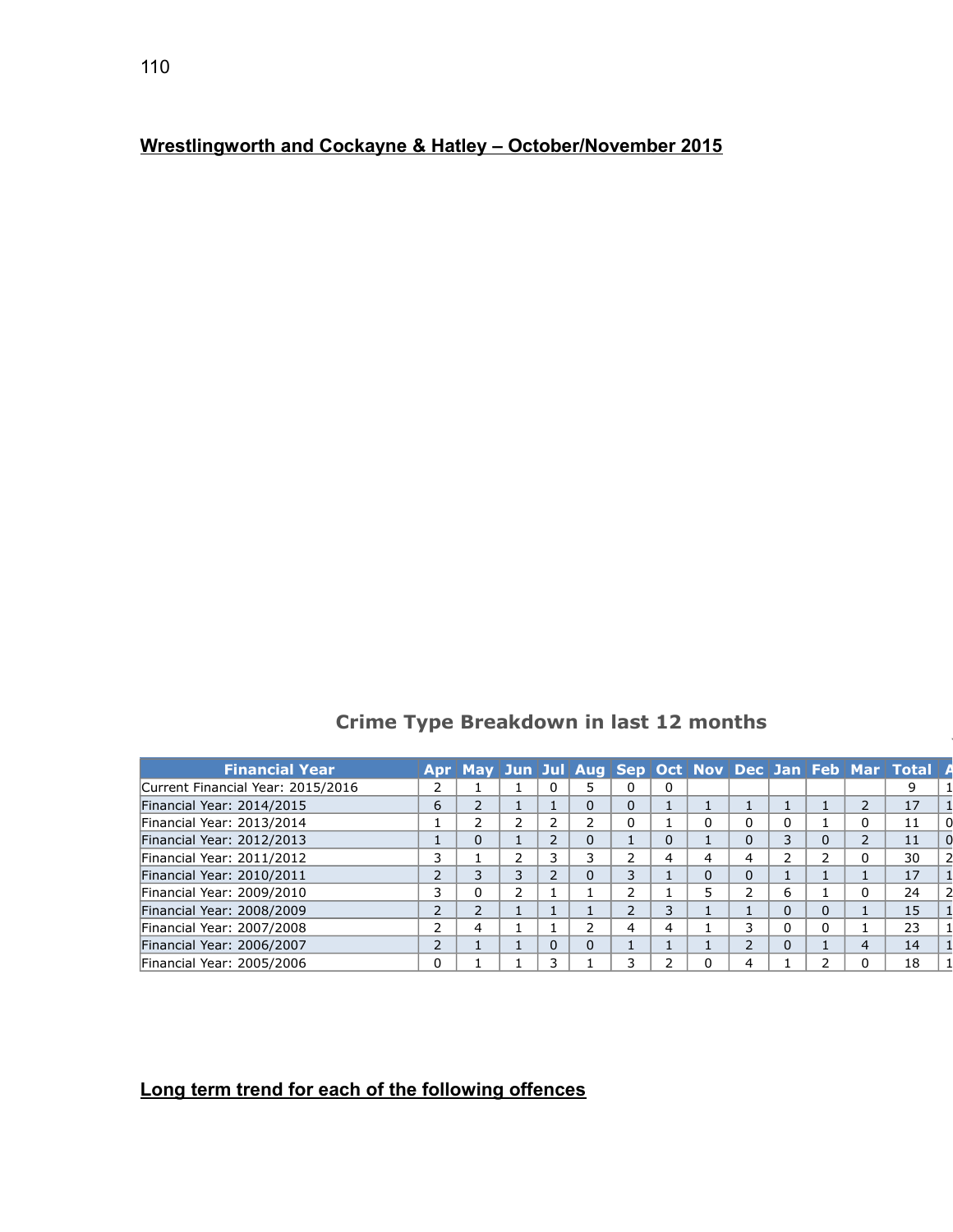## Wrestlingworth and Cockayne & Hatley – October/November 2015

### Crime Type Breakdown in last 12 months

| Financial Year | Apr | May | Jun | Jul | Aug | Sep | Oct | Nov | Dec | Jan | Feb | Mar | Total | A |
|---|---|---|---|---|---|---|---|---|---|---|---|---|---|---|
| Current Financial Year: 2015/2016 | 2 | 1 | 1 | 0 | 5 | 0 | 0 | | | | | | 9 | 1 |
| Financial Year: 2014/2015 | 6 | 2 | 1 | 1 | 0 | 0 | 1 | 1 | 1 | 1 | 1 | 2 | 17 | 1 |
| Financial Year: 2013/2014 | 1 | 2 | 2 | 2 | 2 | 0 | 1 | 0 | 0 | 0 | 1 | 0 | 11 | 0 |
| Financial Year: 2012/2013 | 1 | 0 | 1 | 2 | 0 | 1 | 0 | 1 | 0 | 3 | 0 | 2 | 11 | 0 |
| Financial Year: 2011/2012 | 3 | 1 | 2 | 3 | 3 | 2 | 4 | 4 | 4 | 2 | 2 | 0 | 30 | 2 |
| Financial Year: 2010/2011 | 2 | 3 | 3 | 2 | 0 | 3 | 1 | 0 | 0 | 1 | 1 | 1 | 17 | 1 |
| Financial Year: 2009/2010 | 3 | 0 | 2 | 1 | 1 | 2 | 1 | 5 | 2 | 6 | 1 | 0 | 24 | 2 |
| Financial Year: 2008/2009 | 2 | 2 | 1 | 1 | 1 | 2 | 3 | 1 | 1 | 0 | 0 | 1 | 15 | 1 |
| Financial Year: 2007/2008 | 2 | 4 | 1 | 1 | 2 | 4 | 4 | 1 | 3 | 0 | 0 | 1 | 23 | 1 |
| Financial Year: 2006/2007 | 2 | 1 | 1 | 0 | 0 | 1 | 1 | 1 | 2 | 0 | 1 | 4 | 14 | 1 |
| Financial Year: 2005/2006 | 0 | 1 | 1 | 3 | 1 | 3 | 2 | 0 | 4 | 1 | 2 | 0 | 18 | 1 |

## Long term trend for each of the following offences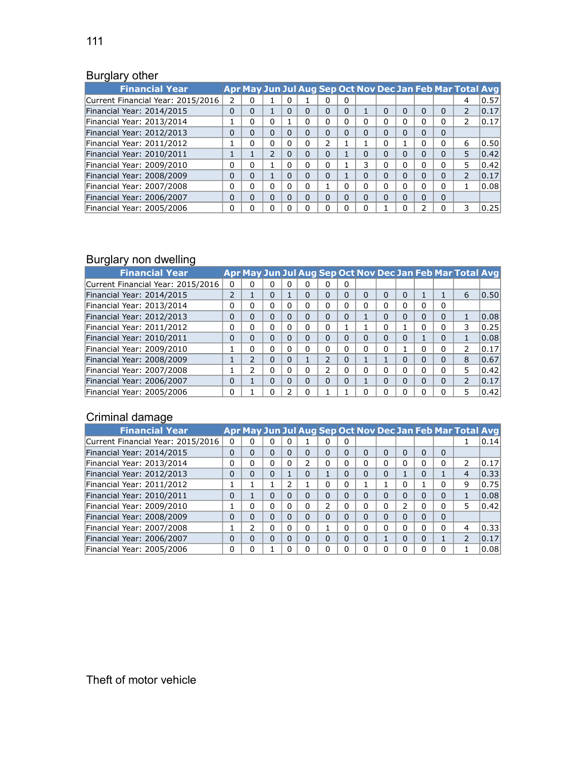## Burglary other

| Financial Year | Apr | May | Jun | Jul | Aug | Sep | Oct | Nov | Dec | Jan | Feb | Mar | Total | Avg |
|---|---|---|---|---|---|---|---|---|---|---|---|---|---|---|
| Current Financial Year: 2015/2016 | 2 | 0 | 1 | 0 | 1 | 0 | 0 | | | | | | 4 | 0.57 |
| Financial Year: 2014/2015 | 0 | 0 | 1 | 0 | 0 | 0 | 0 | 1 | 0 | 0 | 0 | 0 | 2 | 0.17 |
| Financial Year: 2013/2014 | 1 | 0 | 0 | 1 | 0 | 0 | 0 | 0 | 0 | 0 | 0 | 0 | 2 | 0.17 |
| Financial Year: 2012/2013 | 0 | 0 | 0 | 0 | 0 | 0 | 0 | 0 | 0 | 0 | 0 | 0 | | |
| Financial Year: 2011/2012 | 1 | 0 | 0 | 0 | 0 | 2 | 1 | 1 | 0 | 1 | 0 | 0 | 6 | 0.50 |
| Financial Year: 2010/2011 | 1 | 1 | 2 | 0 | 0 | 0 | 1 | 0 | 0 | 0 | 0 | 0 | 5 | 0.42 |
| Financial Year: 2009/2010 | 0 | 0 | 1 | 0 | 0 | 0 | 1 | 3 | 0 | 0 | 0 | 0 | 5 | 0.42 |
| Financial Year: 2008/2009 | 0 | 0 | 1 | 0 | 0 | 0 | 1 | 0 | 0 | 0 | 0 | 0 | 2 | 0.17 |
| Financial Year: 2007/2008 | 0 | 0 | 0 | 0 | 0 | 1 | 0 | 0 | 0 | 0 | 0 | 0 | 1 | 0.08 |
| Financial Year: 2006/2007 | 0 | 0 | 0 | 0 | 0 | 0 | 0 | 0 | 0 | 0 | 0 | 0 | | |
| Financial Year: 2005/2006 | 0 | 0 | 0 | 0 | 0 | 0 | 0 | 0 | 1 | 0 | 2 | 0 | 3 | 0.25 |

## Burglary non dwelling

| Financial Year | Apr | May | Jun | Jul | Aug | Sep | Oct | Nov | Dec | Jan | Feb | Mar | Total | Avg |
|---|---|---|---|---|---|---|---|---|---|---|---|---|---|---|
| Current Financial Year: 2015/2016 | 0 | 0 | 0 | 0 | 0 | 0 | 0 | | | | | | | |
| Financial Year: 2014/2015 | 2 | 1 | 0 | 1 | 0 | 0 | 0 | 0 | 0 | 0 | 1 | 1 | 6 | 0.50 |
| Financial Year: 2013/2014 | 0 | 0 | 0 | 0 | 0 | 0 | 0 | 0 | 0 | 0 | 0 | 0 | | |
| Financial Year: 2012/2013 | 0 | 0 | 0 | 0 | 0 | 0 | 0 | 1 | 0 | 0 | 0 | 0 | 1 | 0.08 |
| Financial Year: 2011/2012 | 0 | 0 | 0 | 0 | 0 | 0 | 1 | 1 | 0 | 1 | 0 | 0 | 3 | 0.25 |
| Financial Year: 2010/2011 | 0 | 0 | 0 | 0 | 0 | 0 | 0 | 0 | 0 | 0 | 1 | 0 | 1 | 0.08 |
| Financial Year: 2009/2010 | 1 | 0 | 0 | 0 | 0 | 0 | 0 | 0 | 0 | 1 | 0 | 0 | 2 | 0.17 |
| Financial Year: 2008/2009 | 1 | 2 | 0 | 0 | 1 | 2 | 0 | 1 | 1 | 0 | 0 | 0 | 8 | 0.67 |
| Financial Year: 2007/2008 | 1 | 2 | 0 | 0 | 0 | 2 | 0 | 0 | 0 | 0 | 0 | 0 | 5 | 0.42 |
| Financial Year: 2006/2007 | 0 | 1 | 0 | 0 | 0 | 0 | 0 | 1 | 0 | 0 | 0 | 0 | 2 | 0.17 |
| Financial Year: 2005/2006 | 0 | 1 | 0 | 2 | 0 | 1 | 1 | 0 | 0 | 0 | 0 | 0 | 5 | 0.42 |

## Criminal damage

| Financial Year | Apr | May | Jun | Jul | Aug | Sep | Oct | Nov | Dec | Jan | Feb | Mar | Total | Avg |
|---|---|---|---|---|---|---|---|---|---|---|---|---|---|---|
| Current Financial Year: 2015/2016 | 0 | 0 | 0 | 0 | 1 | 0 | 0 | | | | | | 1 | 0.14 |
| Financial Year: 2014/2015 | 0 | 0 | 0 | 0 | 0 | 0 | 0 | 0 | 0 | 0 | 0 | 0 | | |
| Financial Year: 2013/2014 | 0 | 0 | 0 | 0 | 2 | 0 | 0 | 0 | 0 | 0 | 0 | 0 | 2 | 0.17 |
| Financial Year: 2012/2013 | 0 | 0 | 0 | 1 | 0 | 1 | 0 | 0 | 0 | 1 | 0 | 1 | 4 | 0.33 |
| Financial Year: 2011/2012 | 1 | 1 | 1 | 2 | 1 | 0 | 0 | 1 | 1 | 0 | 1 | 0 | 9 | 0.75 |
| Financial Year: 2010/2011 | 0 | 1 | 0 | 0 | 0 | 0 | 0 | 0 | 0 | 0 | 0 | 0 | 1 | 0.08 |
| Financial Year: 2009/2010 | 1 | 0 | 0 | 0 | 0 | 2 | 0 | 0 | 0 | 2 | 0 | 0 | 5 | 0.42 |
| Financial Year: 2008/2009 | 0 | 0 | 0 | 0 | 0 | 0 | 0 | 0 | 0 | 0 | 0 | 0 | | |
| Financial Year: 2007/2008 | 1 | 2 | 0 | 0 | 0 | 1 | 0 | 0 | 0 | 0 | 0 | 0 | 4 | 0.33 |
| Financial Year: 2006/2007 | 0 | 0 | 0 | 0 | 0 | 0 | 0 | 0 | 1 | 0 | 0 | 1 | 2 | 0.17 |
| Financial Year: 2005/2006 | 0 | 0 | 1 | 0 | 0 | 0 | 0 | 0 | 0 | 0 | 0 | 0 | 1 | 0.08 |

## Theft of motor vehicle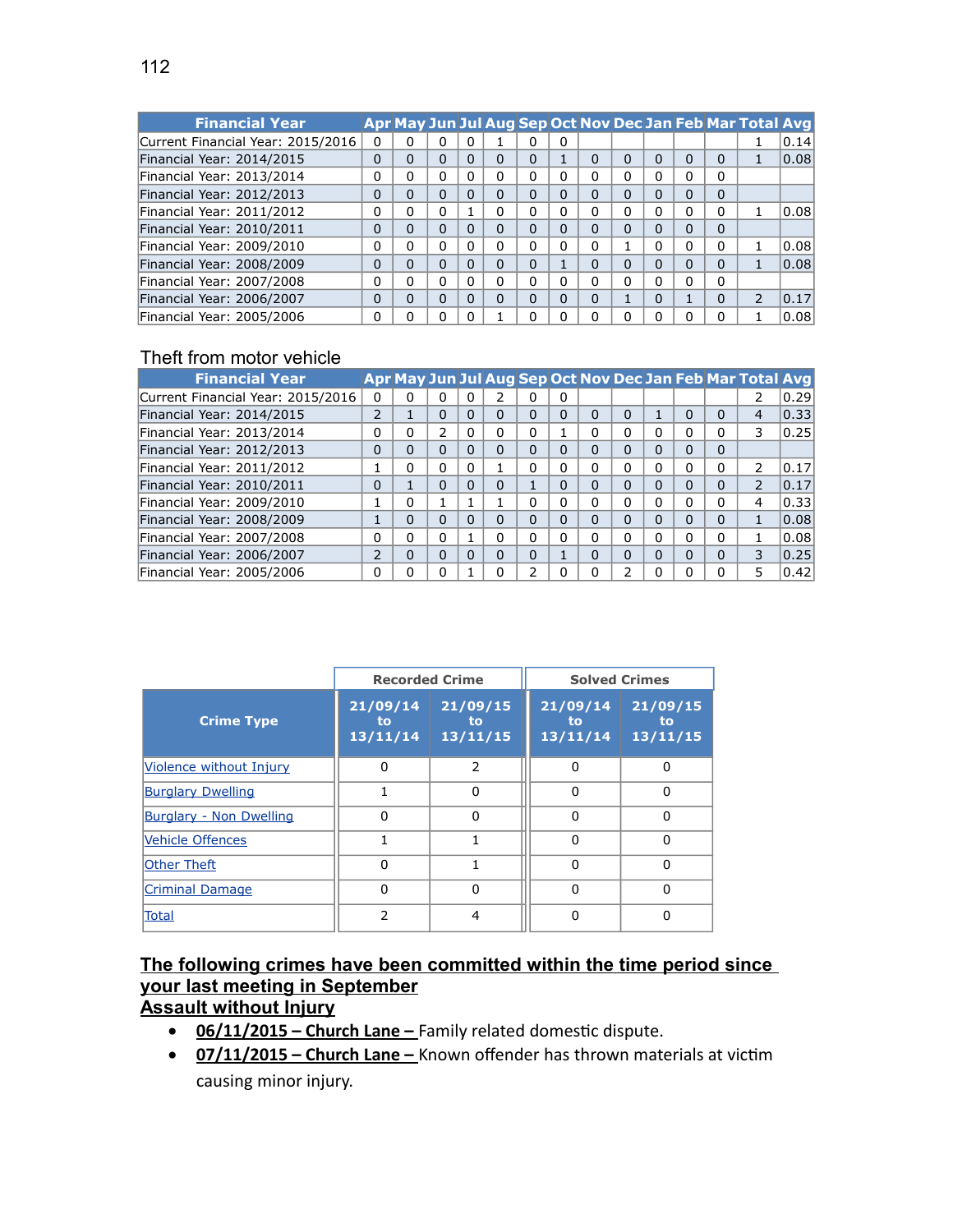| Financial Year | Apr | May | Jun | Jul | Aug | Sep | Oct | Nov | Dec | Jan | Feb | Mar | Total | Avg |
|---|---|---|---|---|---|---|---|---|---|---|---|---|---|---|
| Current Financial Year: 2015/2016 | 0 | 0 | 0 | 0 | 1 | 0 | 0 | | | | | | 1 | 0.14 |
| Financial Year: 2014/2015 | 0 | 0 | 0 | 0 | 0 | 0 | 1 | 0 | 0 | 0 | 0 | 0 | 1 | 0.08 |
| Financial Year: 2013/2014 | 0 | 0 | 0 | 0 | 0 | 0 | 0 | 0 | 0 | 0 | 0 | 0 | | |
| Financial Year: 2012/2013 | 0 | 0 | 0 | 0 | 0 | 0 | 0 | 0 | 0 | 0 | 0 | 0 | | |
| Financial Year: 2011/2012 | 0 | 0 | 0 | 1 | 0 | 0 | 0 | 0 | 0 | 0 | 0 | 0 | 1 | 0.08 |
| Financial Year: 2010/2011 | 0 | 0 | 0 | 0 | 0 | 0 | 0 | 0 | 0 | 0 | 0 | 0 | | |
| Financial Year: 2009/2010 | 0 | 0 | 0 | 0 | 0 | 0 | 0 | 0 | 1 | 0 | 0 | 0 | 1 | 0.08 |
| Financial Year: 2008/2009 | 0 | 0 | 0 | 0 | 0 | 0 | 1 | 0 | 0 | 0 | 0 | 0 | 1 | 0.08 |
| Financial Year: 2007/2008 | 0 | 0 | 0 | 0 | 0 | 0 | 0 | 0 | 0 | 0 | 0 | 0 | | |
| Financial Year: 2006/2007 | 0 | 0 | 0 | 0 | 0 | 0 | 0 | 0 | 1 | 0 | 1 | 0 | 2 | 0.17 |
| Financial Year: 2005/2006 | 0 | 0 | 0 | 0 | 1 | 0 | 0 | 0 | 0 | 0 | 0 | 0 | 1 | 0.08 |

Theft from motor vehicle

| Financial Year | Apr | May | Jun | Jul | Aug | Sep | Oct | Nov | Dec | Jan | Feb | Mar | Total | Avg |
|---|---|---|---|---|---|---|---|---|---|---|---|---|---|---|
| Current Financial Year: 2015/2016 | 0 | 0 | 0 | 0 | 2 | 0 | 0 | | | | | | 2 | 0.29 |
| Financial Year: 2014/2015 | 2 | 1 | 0 | 0 | 0 | 0 | 0 | 0 | 0 | 1 | 0 | 0 | 4 | 0.33 |
| Financial Year: 2013/2014 | 0 | 0 | 2 | 0 | 0 | 0 | 1 | 0 | 0 | 0 | 0 | 0 | 3 | 0.25 |
| Financial Year: 2012/2013 | 0 | 0 | 0 | 0 | 0 | 0 | 0 | 0 | 0 | 0 | 0 | 0 | | |
| Financial Year: 2011/2012 | 1 | 0 | 0 | 0 | 1 | 0 | 0 | 0 | 0 | 0 | 0 | 0 | 2 | 0.17 |
| Financial Year: 2010/2011 | 0 | 1 | 0 | 0 | 0 | 1 | 0 | 0 | 0 | 0 | 0 | 0 | 2 | 0.17 |
| Financial Year: 2009/2010 | 1 | 0 | 1 | 1 | 1 | 0 | 0 | 0 | 0 | 0 | 0 | 0 | 4 | 0.33 |
| Financial Year: 2008/2009 | 1 | 0 | 0 | 0 | 0 | 0 | 0 | 0 | 0 | 0 | 0 | 0 | 1 | 0.08 |
| Financial Year: 2007/2008 | 0 | 0 | 0 | 1 | 0 | 0 | 0 | 0 | 0 | 0 | 0 | 0 | 1 | 0.08 |
| Financial Year: 2006/2007 | 2 | 0 | 0 | 0 | 0 | 0 | 1 | 0 | 0 | 0 | 0 | 0 | 3 | 0.25 |
| Financial Year: 2005/2006 | 0 | 0 | 0 | 1 | 0 | 2 | 0 | 0 | 2 | 0 | 0 | 0 | 5 | 0.42 |

| | Recorded Crime | | Solved Crimes | |
|---|---|---|---|---|
| Crime Type | 21/09/14 to 13/11/14 | 21/09/15 to 13/11/15 | 21/09/14 to 13/11/14 | 21/09/15 to 13/11/15 |
| Violence without Injury | 0 | 2 | 0 | 0 |
| Burglary Dwelling | 1 | 0 | 0 | 0 |
| Burglary - Non Dwelling | 0 | 0 | 0 | 0 |
| Vehicle Offences | 1 | 1 | 0 | 0 |
| Other Theft | 0 | 1 | 0 | 0 |
| Criminal Damage | 0 | 0 | 0 | 0 |
| Total | 2 | 4 | 0 | 0 |

**The following crimes have been committed within the time period since your last meeting in September**

**Assault without Injury**

- **06/11/2015 – Church Lane –** Family related domestic dispute.
- **07/11/2015 – Church Lane –** Known offender has thrown materials at victim causing minor injury.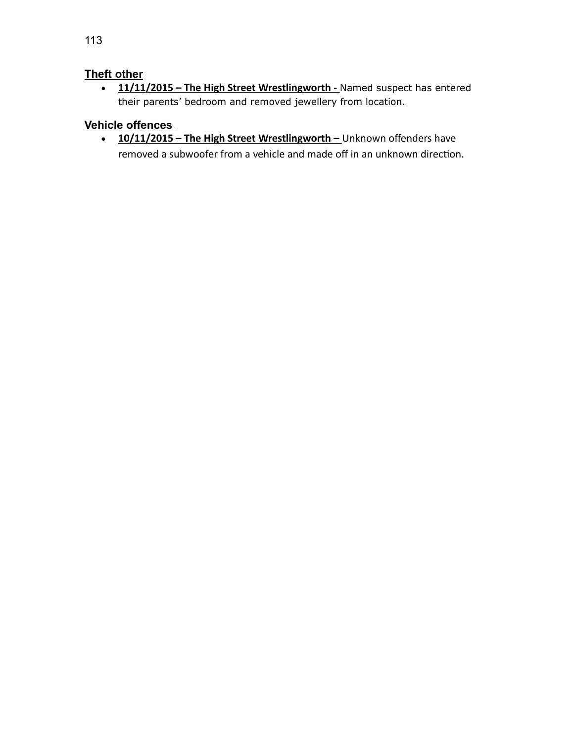### Theft other

- **11/11/2015 – The High Street Wrestlingworth -** Named suspect has entered their parents' bedroom and removed jewellery from location.

### Vehicle offences

- **10/11/2015 – The High Street Wrestlingworth –** Unknown offenders have removed a subwoofer from a vehicle and made off in an unknown direction.